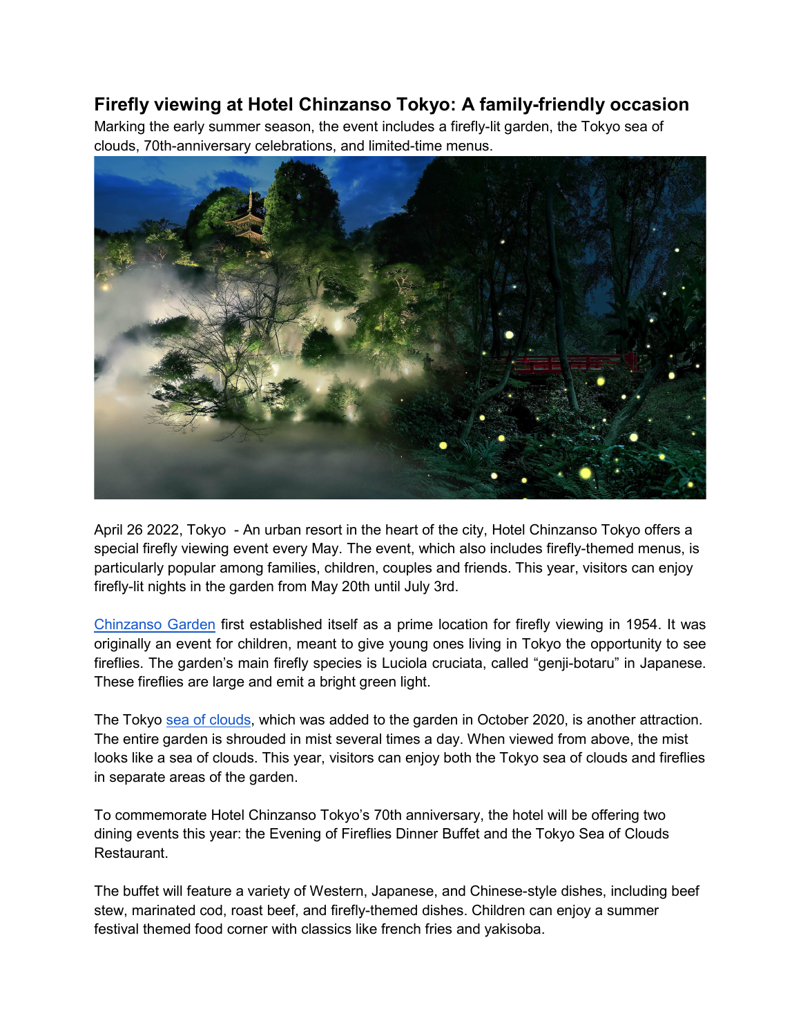# Firefly viewing at Hotel Chinzanso Tokyo: A family-friendly occasion

Marking the early summer season, the event includes a firefly-lit garden, the Tokyo sea of clouds, 70th-anniversary celebrations, and limited-time menus.

April 26 2022, Tokyo - An urban resort in the heart of the city, Hotel Chinzanso Tokyo offers a special firefly viewing event every May. The event, which also includes firefly-themed menus, is particularly popular among families, children, couples and friends. This year, visitors can enjoy firefly-lit nights in the garden from May 20th until July 3rd.

Chinzanso Garden first established itself as a prime location for firefly viewing in 1954. It was originally an event for children, meant to give young ones living in Tokyo the opportunity to see fireflies. The garden's main firefly species is Luciola cruciata, called "genji-botaru" in Japanese. These fireflies are large and emit a bright green light.

The Tokyo sea of clouds, which was added to the garden in October 2020, is another attraction. The entire garden is shrouded in mist several times a day. When viewed from above, the mist looks like a sea of clouds. This year, visitors can enjoy both the Tokyo sea of clouds and fireflies in separate areas of the garden.

To commemorate Hotel Chinzanso Tokyo's 70th anniversary, the hotel will be offering two dining events this year: the Evening of Fireflies Dinner Buffet and the Tokyo Sea of Clouds Restaurant.

The buffet will feature a variety of Western, Japanese, and Chinese-style dishes, including beef stew, marinated cod, roast beef, and firefly-themed dishes. Children can enjoy a summer festival themed food corner with classics like french fries and yakisoba.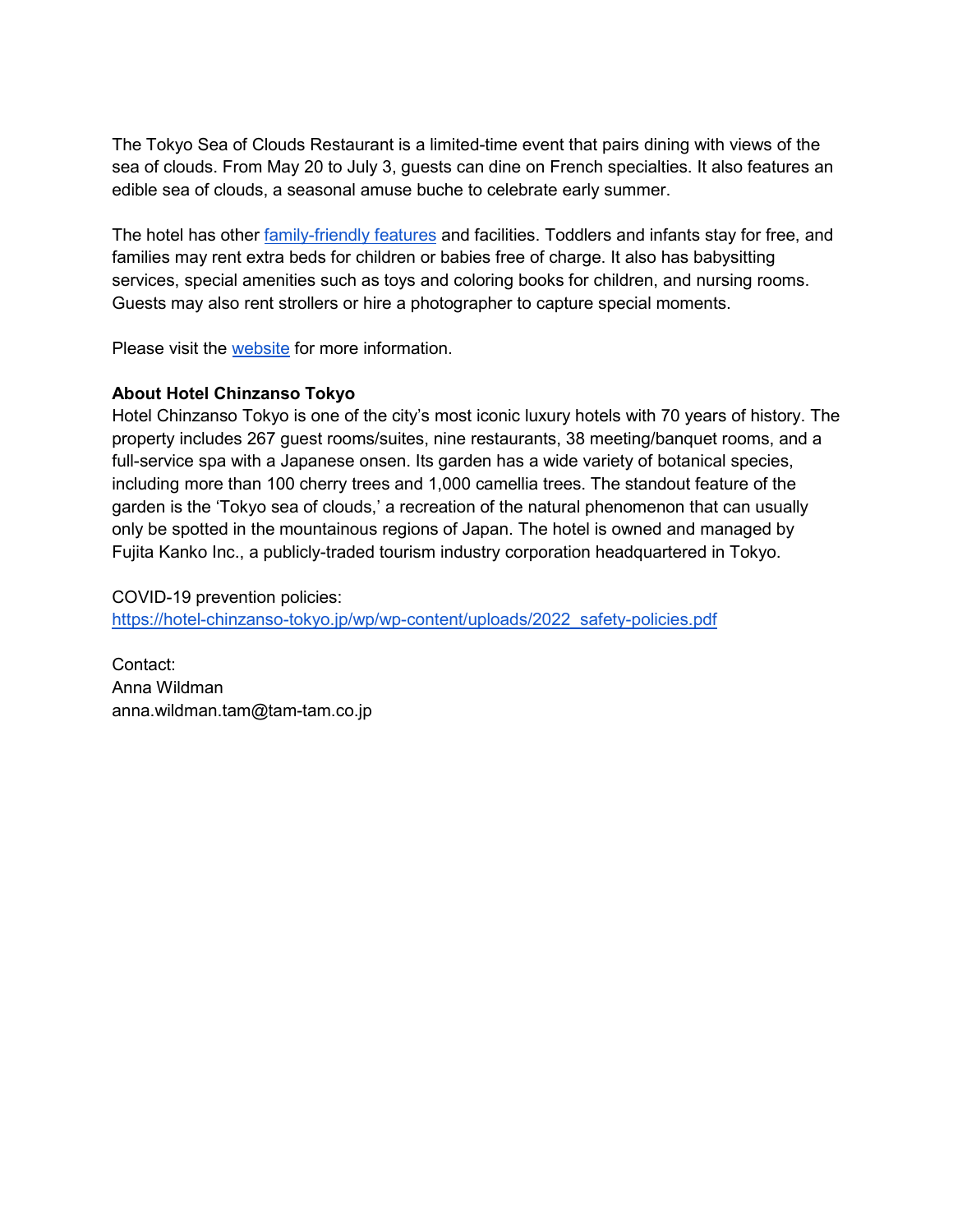The Tokyo Sea of Clouds Restaurant is a limited-time event that pairs dining with views of the sea of clouds. From May 20 to July 3, guests can dine on French specialties. It also features an edible sea of clouds, a seasonal amuse buche to celebrate early summer.

The hotel has other family-friendly features and facilities. Toddlers and infants stay for free, and families may rent extra beds for children or babies free of charge. It also has babysitting services, special amenities such as toys and coloring books for children, and nursing rooms. Guests may also rent strollers or hire a photographer to capture special moments.

Please visit the website for more information.

**About Hotel Chinzanso Tokyo**

Hotel Chinzanso Tokyo is one of the city's most iconic luxury hotels with 70 years of history. The property includes 267 guest rooms/suites, nine restaurants, 38 meeting/banquet rooms, and a full-service spa with a Japanese onsen. Its garden has a wide variety of botanical species, including more than 100 cherry trees and 1,000 camellia trees. The standout feature of the garden is the 'Tokyo sea of clouds,' a recreation of the natural phenomenon that can usually only be spotted in the mountainous regions of Japan. The hotel is owned and managed by Fujita Kanko Inc., a publicly-traded tourism industry corporation headquartered in Tokyo.

COVID-19 prevention policies:
https://hotel-chinzanso-tokyo.jp/wp/wp-content/uploads/2022_safety-policies.pdf

Contact:
Anna Wildman
anna.wildman.tam@tam-tam.co.jp